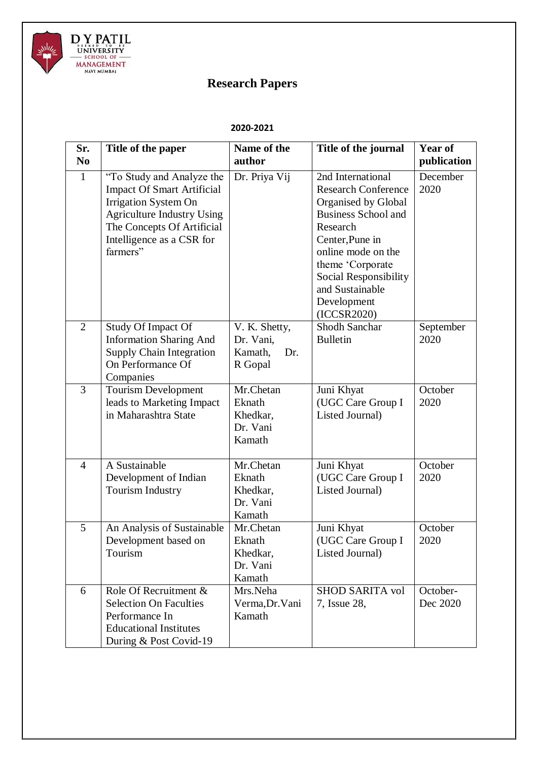# Research Papers

**2020-2021**

| Sr. No | Title of the paper | Name of the author | Title of the journal | Year of publication |
|---|---|---|---|---|
| 1 | "To Study and Analyze the Impact Of Smart Artificial Irrigation System On Agriculture Industry Using The Concepts Of Artificial Intelligence as a CSR for farmers" | Dr. Priya Vij | 2nd International Research Conference Organised by Global Business School and Research Center,Pune in online mode on the theme 'Corporate Social Responsibility and Sustainable Development (ICCSR2020) | December 2020 |
| 2 | Study Of Impact Of Information Sharing And Supply Chain Integration On Performance Of Companies | V. K. Shetty, Dr. Vani, Kamath, Dr. R Gopal | Shodh Sanchar Bulletin | September 2020 |
| 3 | Tourism Development leads to Marketing Impact in Maharashtra State | Mr.Chetan Eknath Khedkar, Dr. Vani Kamath | Juni Khyat (UGC Care Group I Listed Journal) | October 2020 |
| 4 | A Sustainable Development of Indian Tourism Industry | Mr.Chetan Eknath Khedkar, Dr. Vani Kamath | Juni Khyat (UGC Care Group I Listed Journal) | October 2020 |
| 5 | An Analysis of Sustainable Development based on Tourism | Mr.Chetan Eknath Khedkar, Dr. Vani Kamath | Juni Khyat (UGC Care Group I Listed Journal) | October 2020 |
| 6 | Role Of Recruitment & Selection On Faculties Performance In Educational Institutes During & Post Covid-19 | Mrs.Neha Verma,Dr.Vani Kamath | SHOD SARITA vol 7, Issue 28, | October-Dec 2020 |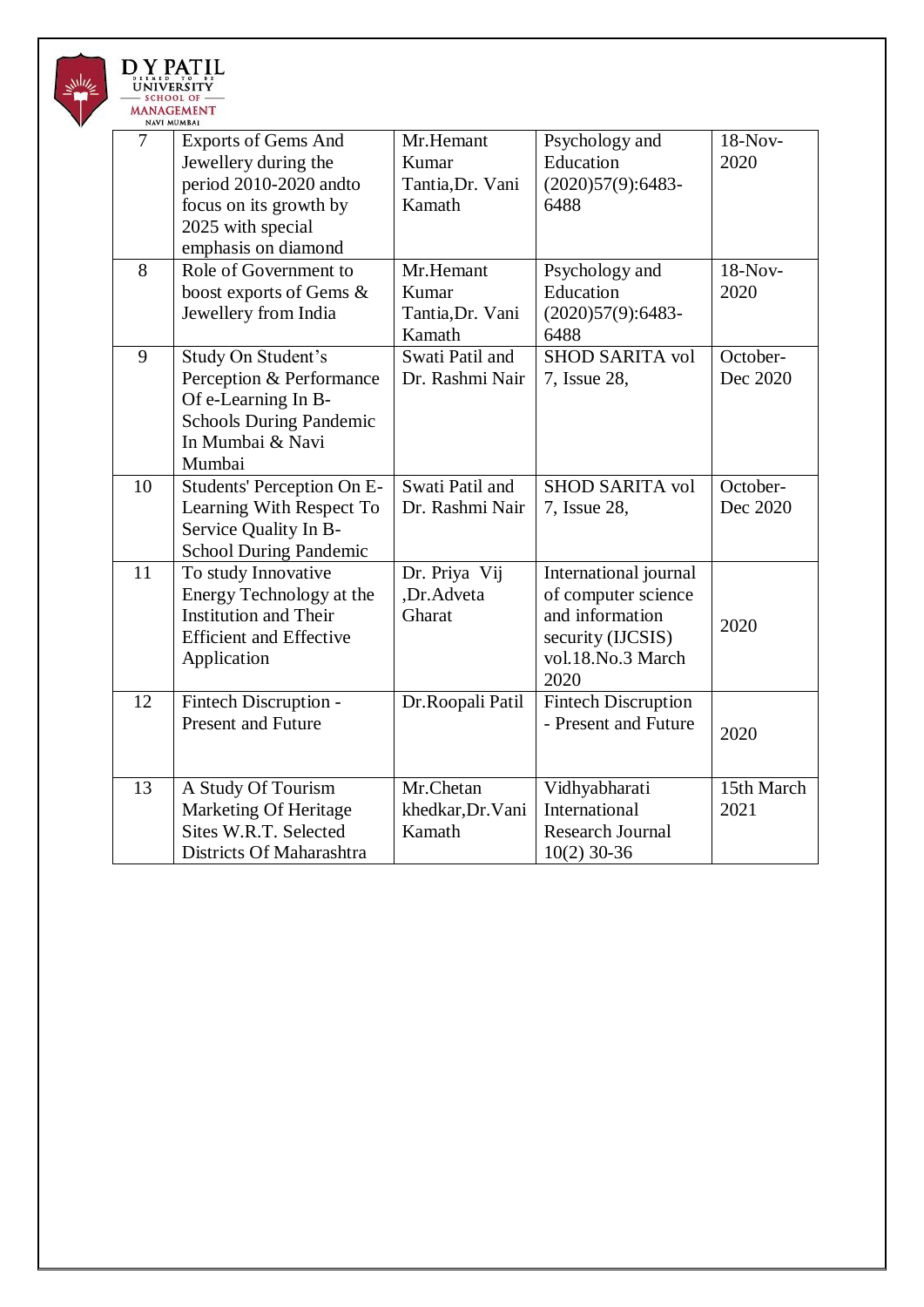| 7 | Exports of Gems And Jewellery during the period 2010-2020 andto focus on its growth by 2025 with special emphasis on diamond | Mr.Hemant Kumar Tantia,Dr. Vani Kamath | Psychology and Education (2020)57(9):6483-6488 | 18-Nov-2020 |
|---|---|---|---|---|
| 8 | Role of Government to boost exports of Gems & Jewellery from India | Mr.Hemant Kumar Tantia,Dr. Vani Kamath | Psychology and Education (2020)57(9):6483-6488 | 18-Nov-2020 |
| 9 | Study On Student's Perception & Performance Of e-Learning In B-Schools During Pandemic In Mumbai & Navi Mumbai | Swati Patil and Dr. Rashmi Nair | SHOD SARITA vol 7, Issue 28, | October-Dec 2020 |
| 10 | Students' Perception On E-Learning With Respect To Service Quality In B-School During Pandemic | Swati Patil and Dr. Rashmi Nair | SHOD SARITA vol 7, Issue 28, | October-Dec 2020 |
| 11 | To study Innovative Energy Technology at the Institution and Their Efficient and Effective Application | Dr. Priya Vij ,Dr.Adveta Gharat | International journal of computer science and information security (IJCSIS) vol.18.No.3 March 2020 | 2020 |
| 12 | Fintech Discruption - Present and Future | Dr.Roopali Patil | Fintech Discruption - Present and Future | 2020 |
| 13 | A Study Of Tourism Marketing Of Heritage Sites W.R.T. Selected Districts Of Maharashtra | Mr.Chetan khedkar,Dr.Vani Kamath | Vidhyabharati International Research Journal 10(2) 30-36 | 15th March 2021 |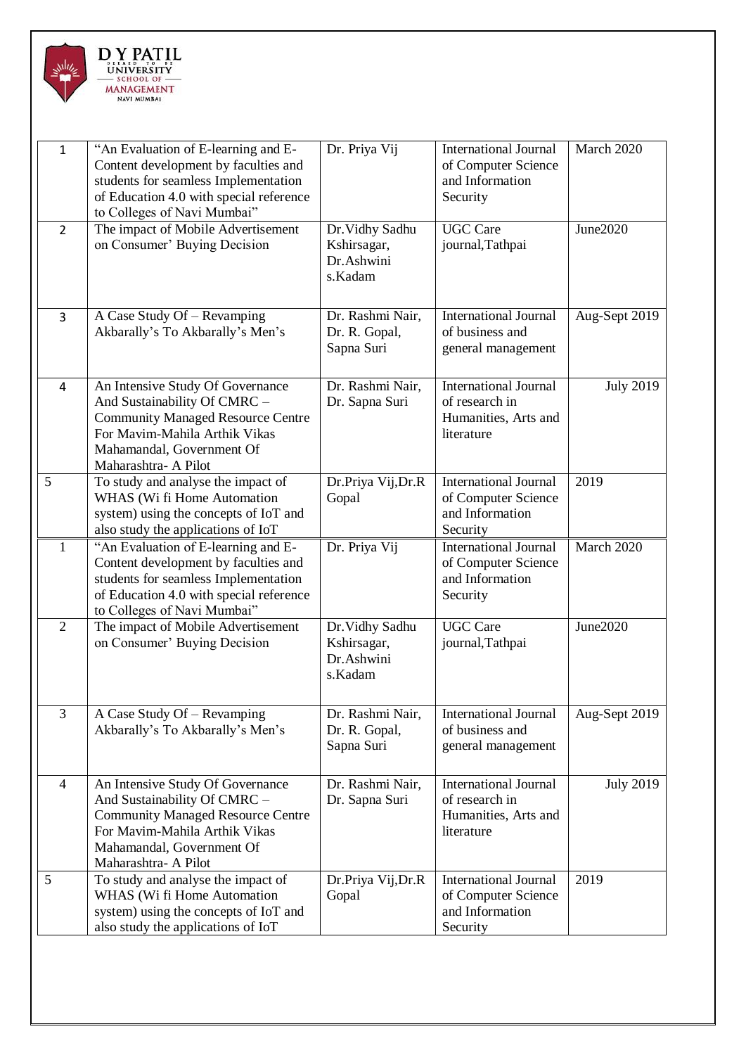| | | | | |
|---|---|---|---|---|
| 1 | "An Evaluation of E-learning and E-Content development by faculties and students for seamless Implementation of Education 4.0 with special reference to Colleges of Navi Mumbai" | Dr. Priya Vij | International Journal of Computer Science and Information Security | March 2020 |
| 2 | The impact of Mobile Advertisement on Consumer' Buying Decision | Dr.Vidhy Sadhu Kshirsagar, Dr.Ashwini s.Kadam | UGC Care journal,Tathpai | June2020 |
| 3 | A Case Study Of – Revamping Akbarally's To Akbarally's Men's | Dr. Rashmi Nair, Dr. R. Gopal, Sapna Suri | International Journal of business and general management | Aug-Sept 2019 |
| 4 | An Intensive Study Of Governance And Sustainability Of CMRC – Community Managed Resource Centre For Mavim-Mahila Arthik Vikas Mahamandal, Government Of Maharashtra- A Pilot | Dr. Rashmi Nair, Dr. Sapna Suri | International Journal of research in Humanities, Arts and literature | July 2019 |
| 5 | To study and analyse the impact of WHAS (Wi fi Home Automation system) using the concepts of IoT and also study the applications of IoT | Dr.Priya Vij,Dr.R Gopal | International Journal of Computer Science and Information Security | 2019 |
| 1 | "An Evaluation of E-learning and E-Content development by faculties and students for seamless Implementation of Education 4.0 with special reference to Colleges of Navi Mumbai" | Dr. Priya Vij | International Journal of Computer Science and Information Security | March 2020 |
| 2 | The impact of Mobile Advertisement on Consumer' Buying Decision | Dr.Vidhy Sadhu Kshirsagar, Dr.Ashwini s.Kadam | UGC Care journal,Tathpai | June2020 |
| 3 | A Case Study Of – Revamping Akbarally's To Akbarally's Men's | Dr. Rashmi Nair, Dr. R. Gopal, Sapna Suri | International Journal of business and general management | Aug-Sept 2019 |
| 4 | An Intensive Study Of Governance And Sustainability Of CMRC – Community Managed Resource Centre For Mavim-Mahila Arthik Vikas Mahamandal, Government Of Maharashtra- A Pilot | Dr. Rashmi Nair, Dr. Sapna Suri | International Journal of research in Humanities, Arts and literature | July 2019 |
| 5 | To study and analyse the impact of WHAS (Wi fi Home Automation system) using the concepts of IoT and also study the applications of IoT | Dr.Priya Vij,Dr.R Gopal | International Journal of Computer Science and Information Security | 2019 |